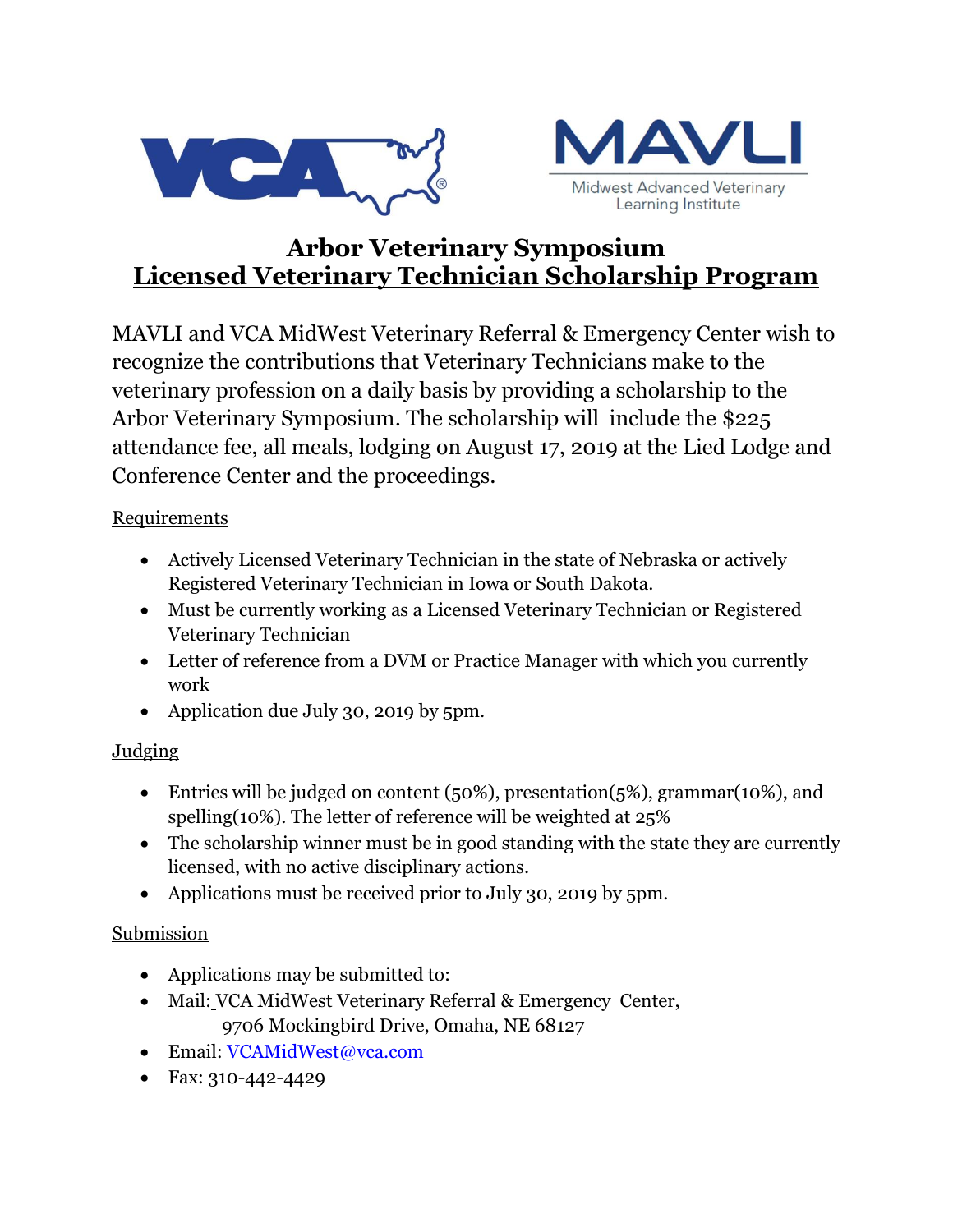# Arbor Veterinary Symposium
## Licensed Veterinary Technician Scholarship Program

MAVLI and VCA MidWest Veterinary Referral & Emergency Center wish to recognize the contributions that Veterinary Technicians make to the veterinary profession on a daily basis by providing a scholarship to the Arbor Veterinary Symposium. The scholarship will include the $225 attendance fee, all meals, lodging on August 17, 2019 at the Lied Lodge and Conference Center and the proceedings.

Requirements

- Actively Licensed Veterinary Technician in the state of Nebraska or actively Registered Veterinary Technician in Iowa or South Dakota.
- Must be currently working as a Licensed Veterinary Technician or Registered Veterinary Technician
- Letter of reference from a DVM or Practice Manager with which you currently work
- Application due July 30, 2019 by 5pm.

Judging

- Entries will be judged on content (50%), presentation(5%), grammar(10%), and spelling(10%). The letter of reference will be weighted at 25%
- The scholarship winner must be in good standing with the state they are currently licensed, with no active disciplinary actions.
- Applications must be received prior to July 30, 2019 by 5pm.

Submission

- Applications may be submitted to:
- Mail: VCA MidWest Veterinary Referral & Emergency Center, 9706 Mockingbird Drive, Omaha, NE 68127
- Email: VCAMidWest@vca.com
- Fax: 310-442-4429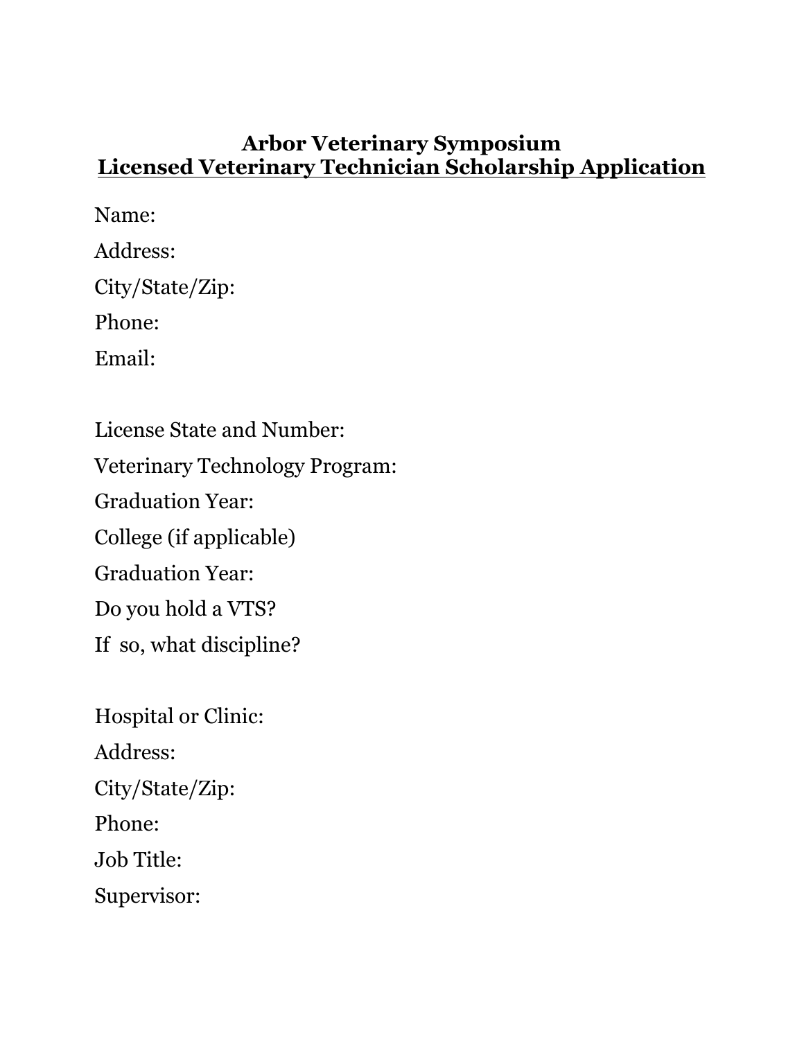# Arbor Veterinary Symposium

## Licensed Veterinary Technician Scholarship Application

Name:

Address:

City/State/Zip:

Phone:

Email:

License State and Number:

Veterinary Technology Program:

Graduation Year:

College (if applicable)

Graduation Year:

Do you hold a VTS?

If so, what discipline?

Hospital or Clinic:

Address:

City/State/Zip:

Phone:

Job Title:

Supervisor: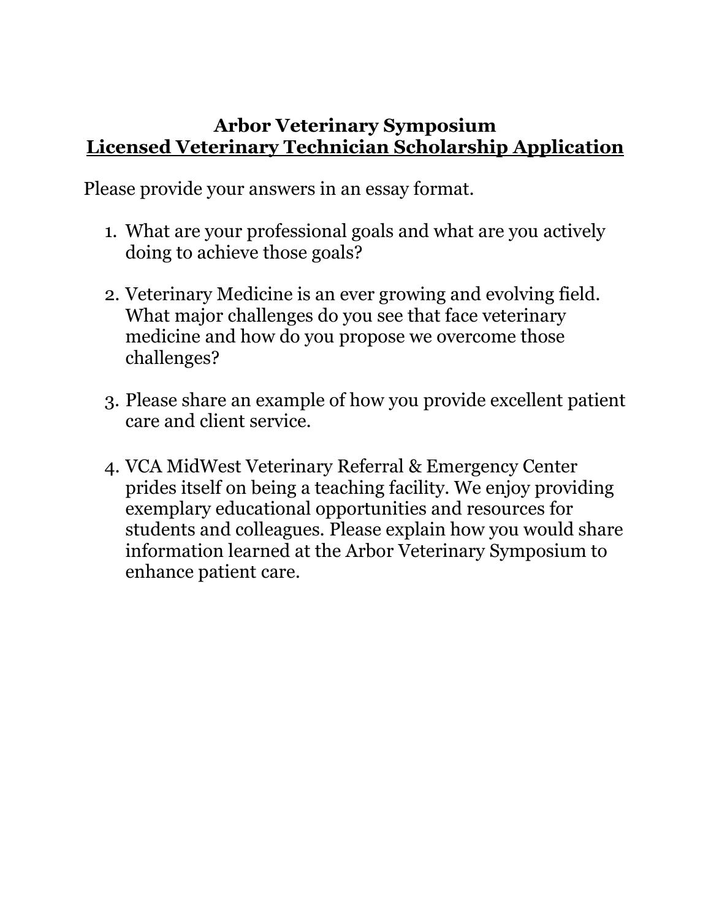# Arbor Veterinary Symposium

## Licensed Veterinary Technician Scholarship Application

Please provide your answers in an essay format.

1. What are your professional goals and what are you actively doing to achieve those goals?

2. Veterinary Medicine is an ever growing and evolving field. What major challenges do you see that face veterinary medicine and how do you propose we overcome those challenges?

3. Please share an example of how you provide excellent patient care and client service.

4. VCA MidWest Veterinary Referral & Emergency Center prides itself on being a teaching facility. We enjoy providing exemplary educational opportunities and resources for students and colleagues. Please explain how you would share information learned at the Arbor Veterinary Symposium to enhance patient care.